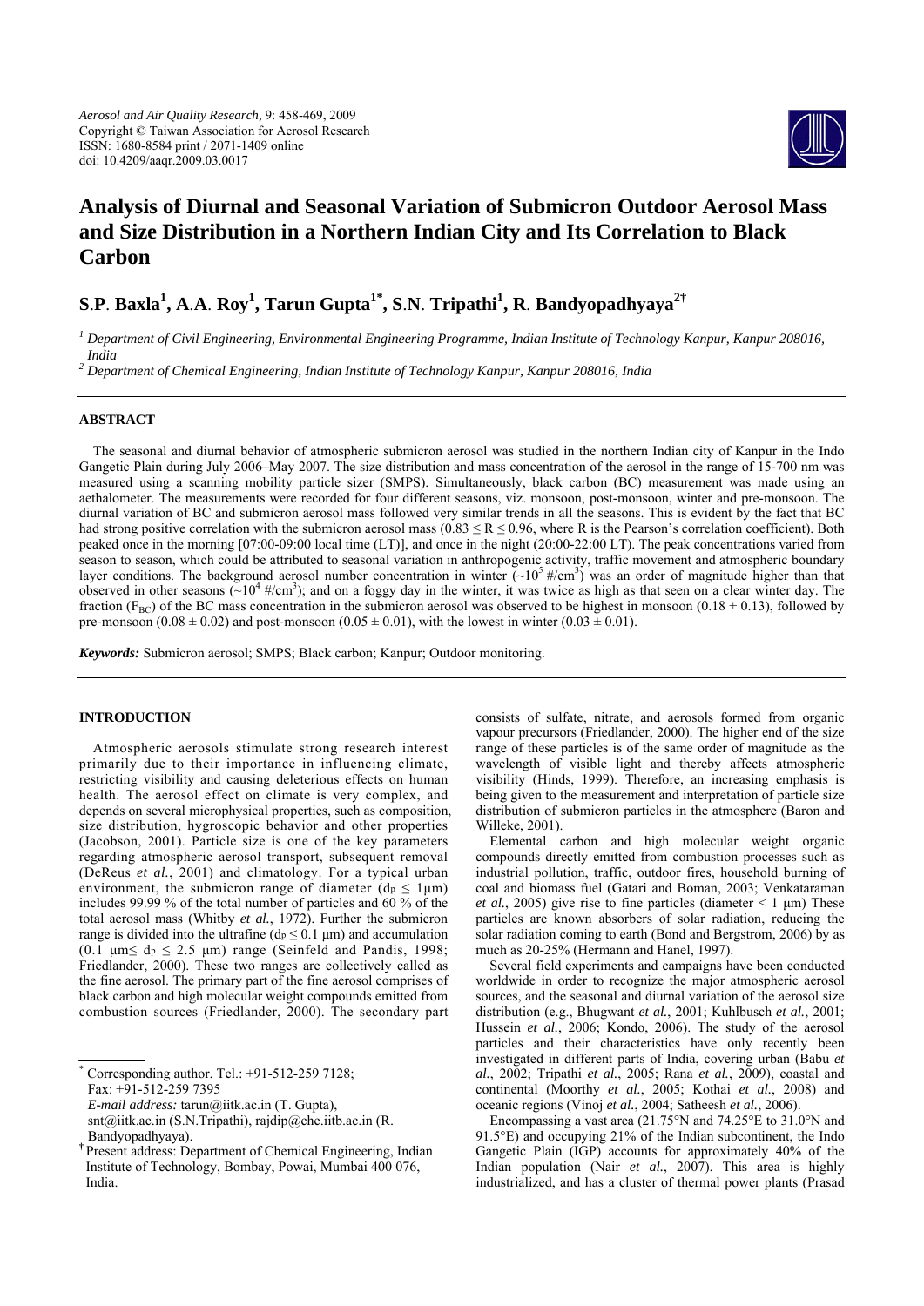# Analysis of Diurnal and Seasonal Variation of Submicron Outdoor Aerosol Mass and Size Distribution in a Northern Indian City and Its Correlation to Black Carbon

**S.P. Baxla[1], A.A. Roy[1], Tarun Gupta[1*], S.N. Tripathi[1], R. Bandyopadhyaya[2†]**

*[1] Department of Civil Engineering, Environmental Engineering Programme, Indian Institute of Technology Kanpur, Kanpur 208016, India*

*[2] Department of Chemical Engineering, Indian Institute of Technology Kanpur, Kanpur 208016, India*

## ABSTRACT

The seasonal and diurnal behavior of atmospheric submicron aerosol was studied in the northern Indian city of Kanpur in the Indo Gangetic Plain during July 2006–May 2007. The size distribution and mass concentration of the aerosol in the range of 15-700 nm was measured using a scanning mobility particle sizer (SMPS). Simultaneously, black carbon (BC) measurement was made using an aethalometer. The measurements were recorded for four different seasons, viz. monsoon, post-monsoon, winter and pre-monsoon. The diurnal variation of BC and submicron aerosol mass followed very similar trends in all the seasons. This is evident by the fact that BC had strong positive correlation with the submicron aerosol mass ($0.83 \leq R \leq 0.96$, where R is the Pearson's correlation coefficient). Both peaked once in the morning [07:00-09:00 local time (LT)], and once in the night (20:00-22:00 LT). The peak concentrations varied from season to season, which could be attributed to seasonal variation in anthropogenic activity, traffic movement and atmospheric boundary layer conditions. The background aerosol number concentration in winter ($\sim10^5$ #/cm$^3$) was an order of magnitude higher than that observed in other seasons ($\sim10^4$ #/cm$^3$); and on a foggy day in the winter, it was twice as high as that seen on a clear winter day. The fraction ($F_{BC}$) of the BC mass concentration in the submicron aerosol was observed to be highest in monsoon ($0.18 \pm 0.13$), followed by pre-monsoon ($0.08 \pm 0.02$) and post-monsoon ($0.05 \pm 0.01$), with the lowest in winter ($0.03 \pm 0.01$).

***Keywords:*** Submicron aerosol; SMPS; Black carbon; Kanpur; Outdoor monitoring.

## INTRODUCTION

Atmospheric aerosols stimulate strong research interest primarily due to their importance in influencing climate, restricting visibility and causing deleterious effects on human health. The aerosol effect on climate is very complex, and depends on several microphysical properties, such as composition, size distribution, hygroscopic behavior and other properties (Jacobson, 2001). Particle size is one of the key parameters regarding atmospheric aerosol transport, subsequent removal (DeReus *et al.*, 2001) and climatology. For a typical urban environment, the submicron range of diameter ($d_P \leq 1\mu$m) includes 99.99 % of the total number of particles and 60 % of the total aerosol mass (Whitby *et al.*, 1972). Further the submicron range is divided into the ultrafine ($d_P \leq 0.1$ μm) and accumulation (0.1 μm$\leq d_P \leq$ 2.5 μm) range (Seinfeld and Pandis, 1998; Friedlander, 2000). These two ranges are collectively called as the fine aerosol. The primary part of the fine aerosol comprises of black carbon and high molecular weight compounds emitted from combustion sources (Friedlander, 2000). The secondary part consists of sulfate, nitrate, and aerosols formed from organic vapour precursors (Friedlander, 2000). The higher end of the size range of these particles is of the same order of magnitude as the wavelength of visible light and thereby affects atmospheric visibility (Hinds, 1999). Therefore, an increasing emphasis is being given to the measurement and interpretation of particle size distribution of submicron particles in the atmosphere (Baron and Willeke, 2001).

Elemental carbon and high molecular weight organic compounds directly emitted from combustion processes such as industrial pollution, traffic, outdoor fires, household burning of coal and biomass fuel (Gatari and Boman, 2003; Venkataraman *et al.*, 2005) give rise to fine particles (diameter < 1 μm) These particles are known absorbers of solar radiation, reducing the solar radiation coming to earth (Bond and Bergstrom, 2006) by as much as 20-25% (Hermann and Hanel, 1997).

Several field experiments and campaigns have been conducted worldwide in order to recognize the major atmospheric aerosol sources, and the seasonal and diurnal variation of the aerosol size distribution (e.g., Bhugwant *et al.*, 2001; Kuhlbusch *et al.*, 2001; Hussein *et al.*, 2006; Kondo, 2006). The study of the aerosol particles and their characteristics have only recently been investigated in different parts of India, covering urban (Babu *et al.*, 2002; Tripathi *et al.*, 2005; Rana *et al.*, 2009), coastal and continental (Moorthy *et al.*, 2005; Kothai *et al.*, 2008) and oceanic regions (Vinoj *et al.*, 2004; Satheesh *et al.*, 2006).

Encompassing a vast area (21.75°N and 74.25°E to 31.0°N and 91.5°E) and occupying 21% of the Indian subcontinent, the Indo Gangetic Plain (IGP) accounts for approximately 40% of the Indian population (Nair *et al.*, 2007). This area is highly industrialized, and has a cluster of thermal power plants (Prasad

---

[*] Corresponding author. Tel.: +91-512-259 7128;
Fax: +91-512-259 7395
*E-mail address:* tarun@iitk.ac.in (T. Gupta),
snt@iitk.ac.in (S.N.Tripathi), rajdip@che.iitb.ac.in (R. Bandyopadhyaya).

[†] Present address: Department of Chemical Engineering, Indian Institute of Technology, Bombay, Powai, Mumbai 400 076, India.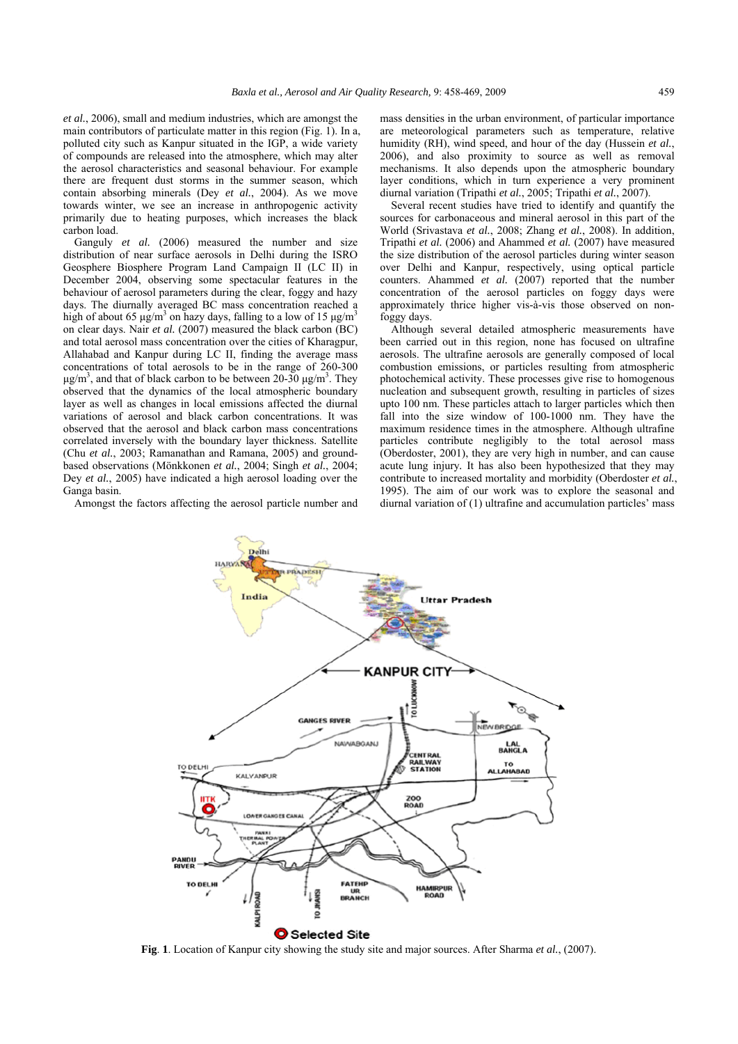*et al.*, 2006), small and medium industries, which are amongst the main contributors of particulate matter in this region (Fig. 1). In a, polluted city such as Kanpur situated in the IGP, a wide variety of compounds are released into the atmosphere, which may alter the aerosol characteristics and seasonal behaviour. For example there are frequent dust storms in the summer season, which contain absorbing minerals (Dey *et al.*, 2004). As we move towards winter, we see an increase in anthropogenic activity primarily due to heating purposes, which increases the black carbon load.

Ganguly *et al.* (2006) measured the number and size distribution of near surface aerosols in Delhi during the ISRO Geosphere Biosphere Program Land Campaign II (LC II) in December 2004, observing some spectacular features in the behaviour of aerosol parameters during the clear, foggy and hazy days. The diurnally averaged BC mass concentration reached a high of about 65 μg/m$^3$ on hazy days, falling to a low of 15 μg/m$^3$ on clear days. Nair *et al.* (2007) measured the black carbon (BC) and total aerosol mass concentration over the cities of Kharagpur, Allahabad and Kanpur during LC II, finding the average mass concentrations of total aerosols to be in the range of 260-300 μg/m$^3$, and that of black carbon to be between 20-30 μg/m$^3$. They observed that the dynamics of the local atmospheric boundary layer as well as changes in local emissions affected the diurnal variations of aerosol and black carbon concentrations. It was observed that the aerosol and black carbon mass concentrations correlated inversely with the boundary layer thickness. Satellite (Chu *et al.*, 2003; Ramanathan and Ramana, 2005) and ground-based observations (Mönkkonen *et al.*, 2004; Singh *et al.*, 2004; Dey *et al.*, 2005) have indicated a high aerosol loading over the Ganga basin.

Amongst the factors affecting the aerosol particle number and mass densities in the urban environment, of particular importance are meteorological parameters such as temperature, relative humidity (RH), wind speed, and hour of the day (Hussein *et al.*, 2006), and also proximity to source as well as removal mechanisms. It also depends upon the atmospheric boundary layer conditions, which in turn experience a very prominent diurnal variation (Tripathi *et al.*, 2005; Tripathi *et al.*, 2007).

Several recent studies have tried to identify and quantify the sources for carbonaceous and mineral aerosol in this part of the World (Srivastava *et al.*, 2008; Zhang *et al.*, 2008). In addition, Tripathi *et al.* (2006) and Ahammed *et al.* (2007) have measured the size distribution of the aerosol particles during winter season over Delhi and Kanpur, respectively, using optical particle counters. Ahammed *et al.* (2007) reported that the number concentration of the aerosol particles on foggy days were approximately thrice higher vis-à-vis those observed on non-foggy days.

Although several detailed atmospheric measurements have been carried out in this region, none has focused on ultrafine aerosols. The ultrafine aerosols are generally composed of local combustion emissions, or particles resulting from atmospheric photochemical activity. These processes give rise to homogenous nucleation and subsequent growth, resulting in particles of sizes upto 100 nm. These particles attach to larger particles which then fall into the size window of 100-1000 nm. They have the maximum residence times in the atmosphere. Although ultrafine particles contribute negligibly to the total aerosol mass (Oberdoster, 2001), they are very high in number, and can cause acute lung injury. It has also been hypothesized that they may contribute to increased mortality and morbidity (Oberdoster *et al.*, 1995). The aim of our work was to explore the seasonal and diurnal variation of (1) ultrafine and accumulation particles' mass

**Fig. 1**. Location of Kanpur city showing the study site and major sources. After Sharma *et al.*, (2007).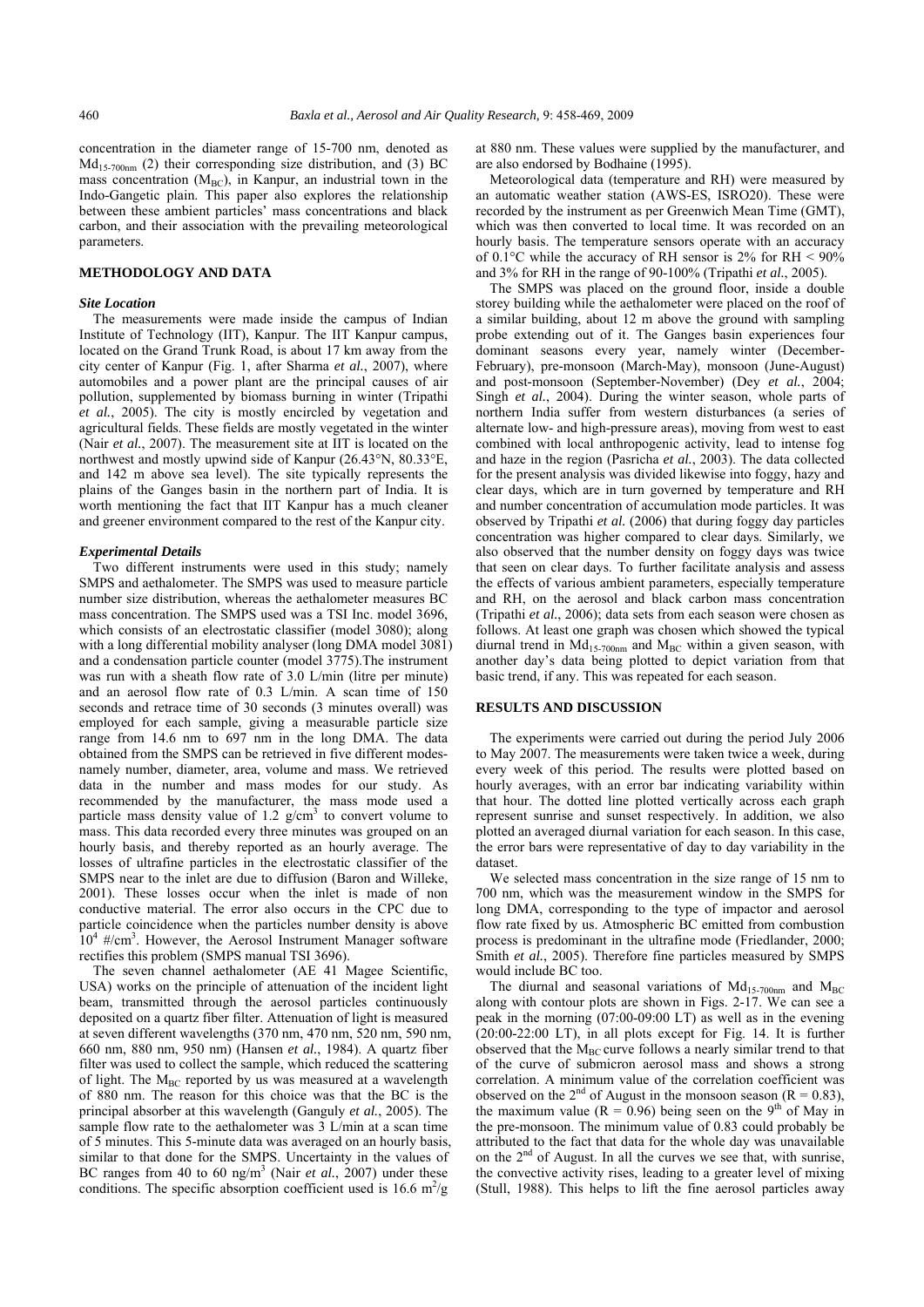concentration in the diameter range of 15-700 nm, denoted as $Md_{15\text{-}700nm}$ (2) their corresponding size distribution, and (3) BC mass concentration ($M_{BC}$), in Kanpur, an industrial town in the Indo-Gangetic plain. This paper also explores the relationship between these ambient particles' mass concentrations and black carbon, and their association with the prevailing meteorological parameters.

## METHODOLOGY AND DATA

### *Site Location*

The measurements were made inside the campus of Indian Institute of Technology (IIT), Kanpur. The IIT Kanpur campus, located on the Grand Trunk Road, is about 17 km away from the city center of Kanpur (Fig. 1, after Sharma *et al.*, 2007), where automobiles and a power plant are the principal causes of air pollution, supplemented by biomass burning in winter (Tripathi *et al.*, 2005). The city is mostly encircled by vegetation and agricultural fields. These fields are mostly vegetated in the winter (Nair *et al.*, 2007). The measurement site at IIT is located on the northwest and mostly upwind side of Kanpur (26.43°N, 80.33°E, and 142 m above sea level). The site typically represents the plains of the Ganges basin in the northern part of India. It is worth mentioning the fact that IIT Kanpur has a much cleaner and greener environment compared to the rest of the Kanpur city.

### *Experimental Details*

Two different instruments were used in this study; namely SMPS and aethalometer. The SMPS was used to measure particle number size distribution, whereas the aethalometer measures BC mass concentration. The SMPS used was a TSI Inc. model 3696, which consists of an electrostatic classifier (model 3080); along with a long differential mobility analyser (long DMA model 3081) and a condensation particle counter (model 3775).The instrument was run with a sheath flow rate of 3.0 L/min (litre per minute) and an aerosol flow rate of 0.3 L/min. A scan time of 150 seconds and retrace time of 30 seconds (3 minutes overall) was employed for each sample, giving a measurable particle size range from 14.6 nm to 697 nm in the long DMA. The data obtained from the SMPS can be retrieved in five different modes-namely number, diameter, area, volume and mass. We retrieved data in the number and mass modes for our study. As recommended by the manufacturer, the mass mode used a particle mass density value of 1.2 $g/cm^3$ to convert volume to mass. This data recorded every three minutes was grouped on an hourly basis, and thereby reported as an hourly average. The losses of ultrafine particles in the electrostatic classifier of the SMPS near to the inlet are due to diffusion (Baron and Willeke, 2001). These losses occur when the inlet is made of non conductive material. The error also occurs in the CPC due to particle coincidence when the particles number density is above $10^4$ #/$cm^3$. However, the Aerosol Instrument Manager software rectifies this problem (SMPS manual TSI 3696).

The seven channel aethalometer (AE 41 Magee Scientific, USA) works on the principle of attenuation of the incident light beam, transmitted through the aerosol particles continuously deposited on a quartz fiber filter. Attenuation of light is measured at seven different wavelengths (370 nm, 470 nm, 520 nm, 590 nm, 660 nm, 880 nm, 950 nm) (Hansen *et al.*, 1984). A quartz fiber filter was used to collect the sample, which reduced the scattering of light. The $M_{BC}$ reported by us was measured at a wavelength of 880 nm. The reason for this choice was that the BC is the principal absorber at this wavelength (Ganguly *et al.*, 2005). The sample flow rate to the aethalometer was 3 L/min at a scan time of 5 minutes. This 5-minute data was averaged on an hourly basis, similar to that done for the SMPS. Uncertainty in the values of BC ranges from 40 to 60 ng/$m^3$ (Nair *et al.*, 2007) under these conditions. The specific absorption coefficient used is 16.6 $m^2$/g at 880 nm. These values were supplied by the manufacturer, and are also endorsed by Bodhaine (1995).

Meteorological data (temperature and RH) were measured by an automatic weather station (AWS-ES, ISRO20). These were recorded by the instrument as per Greenwich Mean Time (GMT), which was then converted to local time. It was recorded on an hourly basis. The temperature sensors operate with an accuracy of 0.1°C while the accuracy of RH sensor is 2% for RH < 90% and 3% for RH in the range of 90-100% (Tripathi *et al.*, 2005).

The SMPS was placed on the ground floor, inside a double storey building while the aethalometer were placed on the roof of a similar building, about 12 m above the ground with sampling probe extending out of it. The Ganges basin experiences four dominant seasons every year, namely winter (December-February), pre-monsoon (March-May), monsoon (June-August) and post-monsoon (September-November) (Dey *et al.*, 2004; Singh *et al.*, 2004). During the winter season, whole parts of northern India suffer from western disturbances (a series of alternate low- and high-pressure areas), moving from west to east combined with local anthropogenic activity, lead to intense fog and haze in the region (Pasricha *et al.*, 2003). The data collected for the present analysis was divided likewise into foggy, hazy and clear days, which are in turn governed by temperature and RH and number concentration of accumulation mode particles. It was observed by Tripathi *et al.* (2006) that during foggy day particles concentration was higher compared to clear days. Similarly, we also observed that the number density on foggy days was twice that seen on clear days. To further facilitate analysis and assess the effects of various ambient parameters, especially temperature and RH, on the aerosol and black carbon mass concentration (Tripathi *et al.*, 2006); data sets from each season were chosen as follows. At least one graph was chosen which showed the typical diurnal trend in $Md_{15\text{-}700nm}$ and $M_{BC}$ within a given season, with another day's data being plotted to depict variation from that basic trend, if any. This was repeated for each season.

## RESULTS AND DISCUSSION

The experiments were carried out during the period July 2006 to May 2007. The measurements were taken twice a week, during every week of this period. The results were plotted based on hourly averages, with an error bar indicating variability within that hour. The dotted line plotted vertically across each graph represent sunrise and sunset respectively. In addition, we also plotted an averaged diurnal variation for each season. In this case, the error bars were representative of day to day variability in the dataset.

We selected mass concentration in the size range of 15 nm to 700 nm, which was the measurement window in the SMPS for long DMA, corresponding to the type of impactor and aerosol flow rate fixed by us. Atmospheric BC emitted from combustion process is predominant in the ultrafine mode (Friedlander, 2000; Smith *et al.*, 2005). Therefore fine particles measured by SMPS would include BC too.

The diurnal and seasonal variations of $Md_{15\text{-}700nm}$ and $M_{BC}$ along with contour plots are shown in Figs. 2-17. We can see a peak in the morning (07:00-09:00 LT) as well as in the evening (20:00-22:00 LT), in all plots except for Fig. 14. It is further observed that the $M_{BC}$ curve follows a nearly similar trend to that of the curve of submicron aerosol mass and shows a strong correlation. A minimum value of the correlation coefficient was observed on the 2[nd] of August in the monsoon season ($R = 0.83$), the maximum value ($R = 0.96$) being seen on the 9[th] of May in the pre-monsoon. The minimum value of 0.83 could probably be attributed to the fact that data for the whole day was unavailable on the 2[nd] of August. In all the curves we see that, with sunrise, the convective activity rises, leading to a greater level of mixing (Stull, 1988). This helps to lift the fine aerosol particles away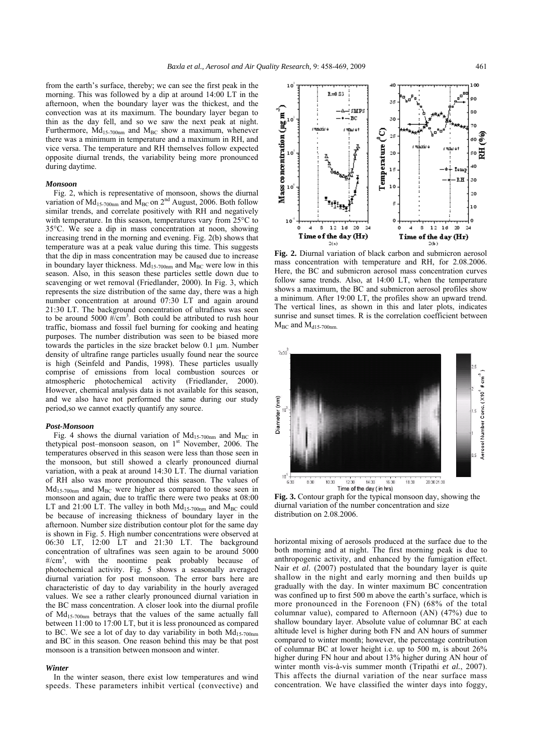from the earth's surface, thereby; we can see the first peak in the morning. This was followed by a dip at around 14:00 LT in the afternoon, when the boundary layer was the thickest, and the convection was at its maximum. The boundary layer began to thin as the day fell, and so we saw the next peak at night. Furthermore, $Md_{15\text{-}700nm}$ and $M_{BC}$ show a maximum, whenever there was a minimum in temperature and a maximum in RH, and vice versa. The temperature and RH themselves follow expected opposite diurnal trends, the variability being more pronounced during daytime.

### *Monsoon*

Fig. 2, which is representative of monsoon, shows the diurnal variation of $Md_{15\text{-}700nm}$ and $M_{BC}$ on 2[nd] August, 2006. Both follow similar trends, and correlate positively with RH and negatively with temperature. In this season, temperatures vary from 25°C to 35°C. We see a dip in mass concentration at noon, showing increasing trend in the morning and evening. Fig. 2(b) shows that temperature was at a peak value during this time. This suggests that the dip in mass concentration may be caused due to increase in boundary layer thickness. $Md_{15\text{-}700nm}$ and $M_{BC}$ were low in this season. Also, in this season these particles settle down due to scavenging or wet removal (Friedlander, 2000). In Fig. 3, which represents the size distribution of the same day, there was a high number concentration at around 07:30 LT and again around 21:30 LT. The background concentration of ultrafines was seen to be around 5000 #/cm$^3$. Both could be attributed to rush hour traffic, biomass and fossil fuel burning for cooking and heating purposes. The number distribution was seen to be biased more towards the particles in the size bracket below 0.1 µm. Number density of ultrafine range particles usually found near the source is high (Seinfeld and Pandis, 1998). These particles usually comprise of emissions from local combustion sources or atmospheric photochemical activity (Friedlander, 2000). However, chemical analysis data is not available for this season, and we also have not performed the same during our study period,so we cannot exactly quantify any source.

### *Post-Monsoon*

Fig. 4 shows the diurnal variation of $Md_{15\text{-}700nm}$ and $M_{BC}$ in thetypical post–monsoon season, on 1[st] November, 2006. The temperatures observed in this season were less than those seen in the monsoon, but still showed a clearly pronounced diurnal variation, with a peak at around 14:30 LT. The diurnal variation of RH also was more pronounced this season. The values of $Md_{15\text{-}700nm}$ and $M_{BC}$ were higher as compared to those seen in monsoon and again, due to traffic there were two peaks at 08:00 LT and 21:00 LT. The valley in both $Md_{15\text{-}700nm}$ and $M_{BC}$ could be because of increasing thickness of boundary layer in the afternoon. Number size distribution contour plot for the same day is shown in Fig. 5. High number concentrations were observed at 06:30 LT, 12:00 LT and 21:30 LT. The background concentration of ultrafines was seen again to be around 5000 #/cm$^3$, with the noontime peak probably because of photochemical activity. Fig. 5 shows a seasonally averaged diurnal variation for post monsoon. The error bars here are characteristic of day to day variability in the hourly averaged values. We see a rather clearly pronounced diurnal variation in the BC mass concentration. A closer look into the diurnal profile of $Md_{15\text{-}700nm}$ betrays that the values of the same actually fall between 11:00 to 17:00 LT, but it is less pronounced as compared to BC. We see a lot of day to day variability in both $Md_{15\text{-}700nm}$ and BC in this season. One reason behind this may be that post monsoon is a transition between monsoon and winter.

### *Winter*

In the winter season, there exist low temperatures and wind speeds. These parameters inhibit vertical (convective) and horizontal mixing of aerosols produced at the surface due to the both morning and at night. The first morning peak is due to anthropogenic activity, and enhanced by the fumigation effect. Nair *et al.* (2007) postulated that the boundary layer is quite shallow in the night and early morning and then builds up gradually with the day. In winter maximum BC concentration was confined up to first 500 m above the earth's surface, which is more pronounced in the Forenoon (FN) (68% of the total columnar value), compared to Afternoon (AN) (47%) due to shallow boundary layer. Absolute value of columnar BC at each altitude level is higher during both FN and AN hours of summer compared to winter month; however, the percentage contribution of columnar BC at lower height i.e. up to 500 m, is about 26% higher during FN hour and about 13% higher during AN hour of winter month vis-à-vis summer month (Tripathi *et al.*, 2007). This affects the diurnal variation of the near surface mass concentration. We have classified the winter days into foggy,

**Fig. 2.** Diurnal variation of black carbon and submicron aerosol mass concentration with temperature and RH, for 2.08.2006. Here, the BC and submicron aerosol mass concentration curves follow same trends. Also, at 14:00 LT, when the temperature shows a maximum, the BC and submicron aerosol profiles show a minimum. After 19:00 LT, the profiles show an upward trend. The vertical lines, as shown in this and later plots, indicates sunrise and sunset times. R is the correlation coefficient between $M_{BC}$ and $M_{d15\text{-}700nm}$.

**Fig. 3.** Contour graph for the typical monsoon day, showing the diurnal variation of the number concentration and size distribution on 2.08.2006.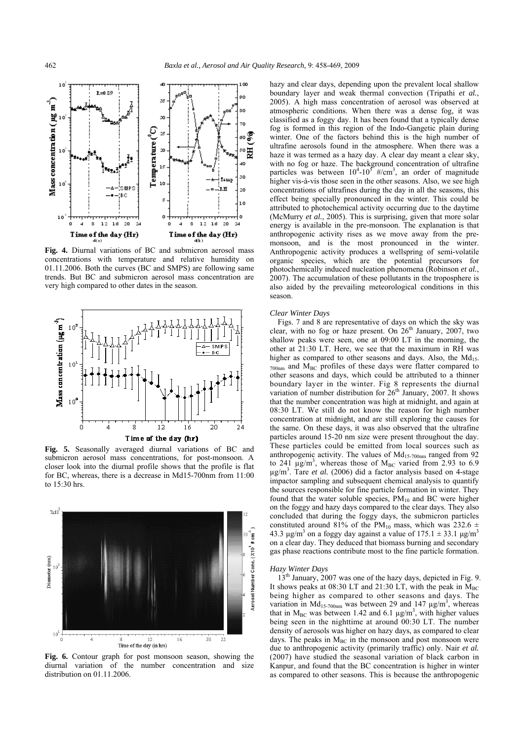**Fig. 4.** Diurnal variations of BC and submicron aerosol mass concentrations with temperature and relative humidity on 01.11.2006. Both the curves (BC and SMPS) are following same trends. But BC and submicron aerosol mass concentration are very high compared to other dates in the season.

**Fig. 5.** Seasonally averaged diurnal variations of BC and submicron aerosol mass concentrations, for post-monsoon. A closer look into the diurnal profile shows that the profile is flat for BC, whereas, there is a decrease in Md15-700nm from 11:00 to 15:30 hrs.

**Fig. 6.** Contour graph for post monsoon season, showing the diurnal variation of the number concentration and size distribution on 01.11.2006.

hazy and clear days, depending upon the prevalent local shallow boundary layer and weak thermal convection (Tripathi *et al.*, 2005). A high mass concentration of aerosol was observed at atmospheric conditions. When there was a dense fog, it was classified as a foggy day. It has been found that a typically dense fog is formed in this region of the Indo-Gangetic plain during winter. One of the factors behind this is the high number of ultrafine aerosols found in the atmosphere. When there was a haze it was termed as a hazy day. A clear day meant a clear sky, with no fog or haze. The background concentration of ultrafine particles was between $10^4$-$10^5$ #/cm$^3$, an order of magnitude higher vis-à-vis those seen in the other seasons. Also, we see high concentrations of ultrafines during the day in all the seasons, this effect being specially pronounced in the winter. This could be attributed to photochemical activity occurring due to the daytime (McMurry *et al.*, 2005). This is surprising, given that more solar energy is available in the pre-monsoon. The explanation is that anthropogenic activity rises as we move away from the pre-monsoon, and is the most pronounced in the winter. Anthropogenic activity produces a wellspring of semi-volatile organic species, which are the potential precursors for photochemically induced nucleation phenomena (Robinson *et al.*, 2007). The accumulation of these pollutants in the troposphere is also aided by the prevailing meteorological conditions in this season.

### *Clear Winter Days*

Figs. 7 and 8 are representative of days on which the sky was clear, with no fog or haze present. On 26[th] January, 2007, two shallow peaks were seen, one at 09:00 LT in the morning, the other at 21:30 LT. Here, we see that the maximum in RH was higher as compared to other seasons and days. Also, the $Md_{15\text{-}700nm}$ and $M_{BC}$ profiles of these days were flatter compared to other seasons and days, which could be attributed to a thinner boundary layer in the winter. Fig 8 represents the diurnal variation of number distribution for 26[th] January, 2007. It shows that the number concentration was high at midnight, and again at 08:30 LT. We still do not know the reason for high number concentration at midnight, and are still exploring the causes for the same. On these days, it was also observed that the ultrafine particles around 15-20 nm size were present throughout the day. These particles could be emitted from local sources such as anthropogenic activity. The values of $Md_{15\text{-}700nm}$ ranged from 92 to 241 μg/m$^3$, whereas those of $M_{BC}$ varied from 2.93 to 6.9 μg/m$^3$. Tare *et al.* (2006) did a factor analysis based on 4-stage impactor sampling and subsequent chemical analysis to quantify the sources responsible for fine particle formation in winter. They found that the water soluble species, $PM_{10}$ and BC were higher on the foggy and hazy days compared to the clear days. They also concluded that during the foggy days, the submicron particles constituted around 81% of the $PM_{10}$ mass, which was 232.6 ± 43.3 μg/m$^3$ on a foggy day against a value of 175.1 ± 33.1 μg/m$^3$ on a clear day. They deduced that biomass burning and secondary gas phase reactions contribute most to the fine particle formation.

### *Hazy Winter Days*

13[th] January, 2007 was one of the hazy days, depicted in Fig. 9. It shows peaks at 08:30 LT and 21:30 LT, with the peak in $M_{BC}$ being higher as compared to other seasons and days. The variation in $Md_{15\text{-}700nm}$ was between 29 and 147 μg/m$^3$, whereas that in $M_{BC}$ was between 1.42 and 6.1 μg/m$^3$, with higher values being seen in the nighttime at around 00:30 LT. The number density of aerosols was higher on hazy days, as compared to clear days. The peaks in $M_{BC}$ in the monsoon and post monsoon were due to anthropogenic activity (primarily traffic) only. Nair *et al.* (2007) have studied the seasonal variation of black carbon in Kanpur, and found that the BC concentration is higher in winter as compared to other seasons. This is because the anthropogenic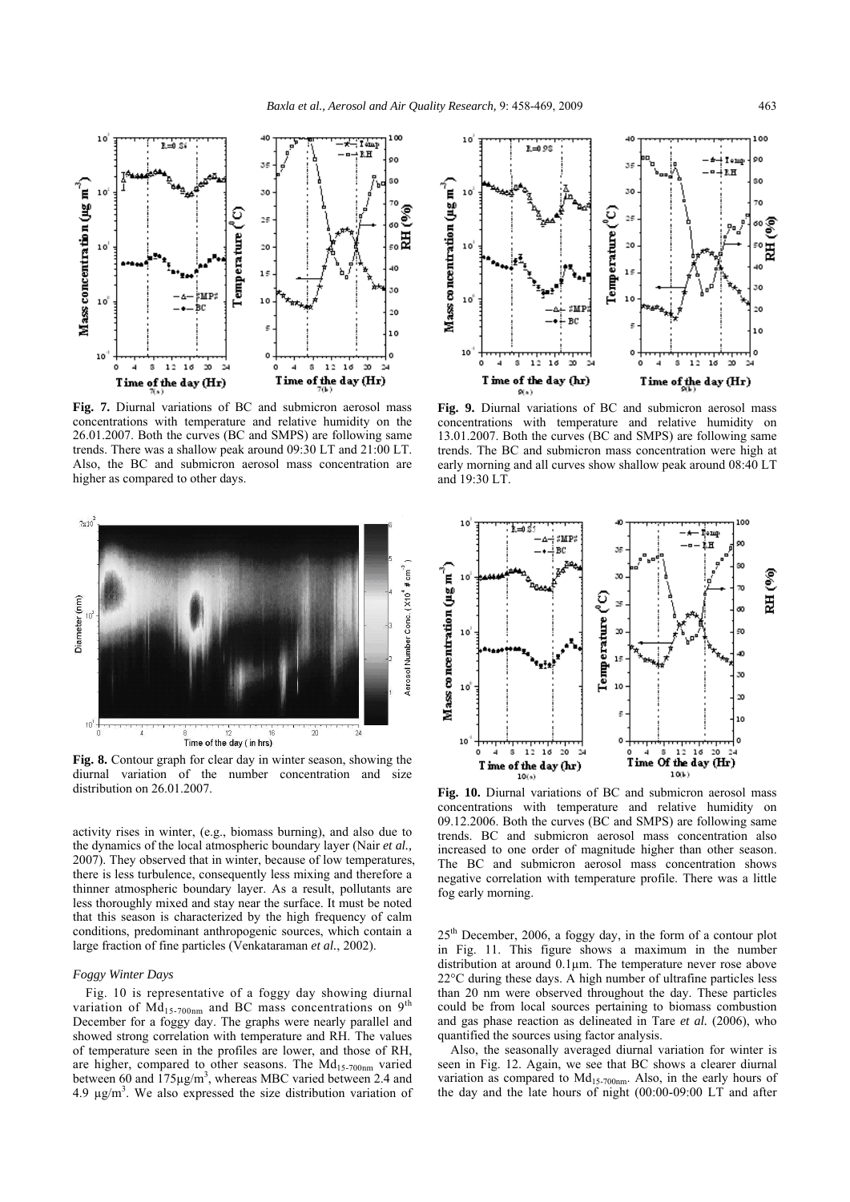**Fig. 7.** Diurnal variations of BC and submicron aerosol mass concentrations with temperature and relative humidity on the 26.01.2007. Both the curves (BC and SMPS) are following same trends. There was a shallow peak around 09:30 LT and 21:00 LT. Also, the BC and submicron aerosol mass concentration are higher as compared to other days.

**Fig. 9.** Diurnal variations of BC and submicron aerosol mass concentrations with temperature and relative humidity on 13.01.2007. Both the curves (BC and SMPS) are following same trends. The BC and submicron mass concentration were high at early morning and all curves show shallow peak around 08:40 LT and 19:30 LT.

**Fig. 8.** Contour graph for clear day in winter season, showing the diurnal variation of the number concentration and size distribution on 26.01.2007.

**Fig. 10.** Diurnal variations of BC and submicron aerosol mass concentrations with temperature and relative humidity on 09.12.2006. Both the curves (BC and SMPS) are following same trends. BC and submicron aerosol mass concentration also increased to one order of magnitude higher than other season. The BC and submicron aerosol mass concentration shows negative correlation with temperature profile. There was a little fog early morning.

activity rises in winter, (e.g., biomass burning), and also due to the dynamics of the local atmospheric boundary layer (Nair *et al.,* 2007). They observed that in winter, because of low temperatures, there is less turbulence, consequently less mixing and therefore a thinner atmospheric boundary layer. As a result, pollutants are less thoroughly mixed and stay near the surface. It must be noted that this season is characterized by the high frequency of calm conditions, predominant anthropogenic sources, which contain a large fraction of fine particles (Venkataraman *et al.*, 2002).

### *Foggy Winter Days*

Fig. 10 is representative of a foggy day showing diurnal variation of $Md_{15\text{-}700nm}$ and BC mass concentrations on 9th December for a foggy day. The graphs were nearly parallel and showed strong correlation with temperature and RH. The values of temperature seen in the profiles are lower, and those of RH, are higher, compared to other seasons. The $Md_{15\text{-}700nm}$ varied between 60 and 175µg/m$^3$, whereas MBC varied between 2.4 and 4.9 µg/m$^3$. We also expressed the size distribution variation of 25th December, 2006, a foggy day, in the form of a contour plot in Fig. 11. This figure shows a maximum in the number distribution at around 0.1µm. The temperature never rose above 22°C during these days. A high number of ultrafine particles less than 20 nm were observed throughout the day. These particles could be from local sources pertaining to biomass combustion and gas phase reaction as delineated in Tare *et al.* (2006), who quantified the sources using factor analysis.

Also, the seasonally averaged diurnal variation for winter is seen in Fig. 12. Again, we see that BC shows a clearer diurnal variation as compared to $Md_{15\text{-}700nm}$. Also, in the early hours of the day and the late hours of night (00:00-09:00 LT and after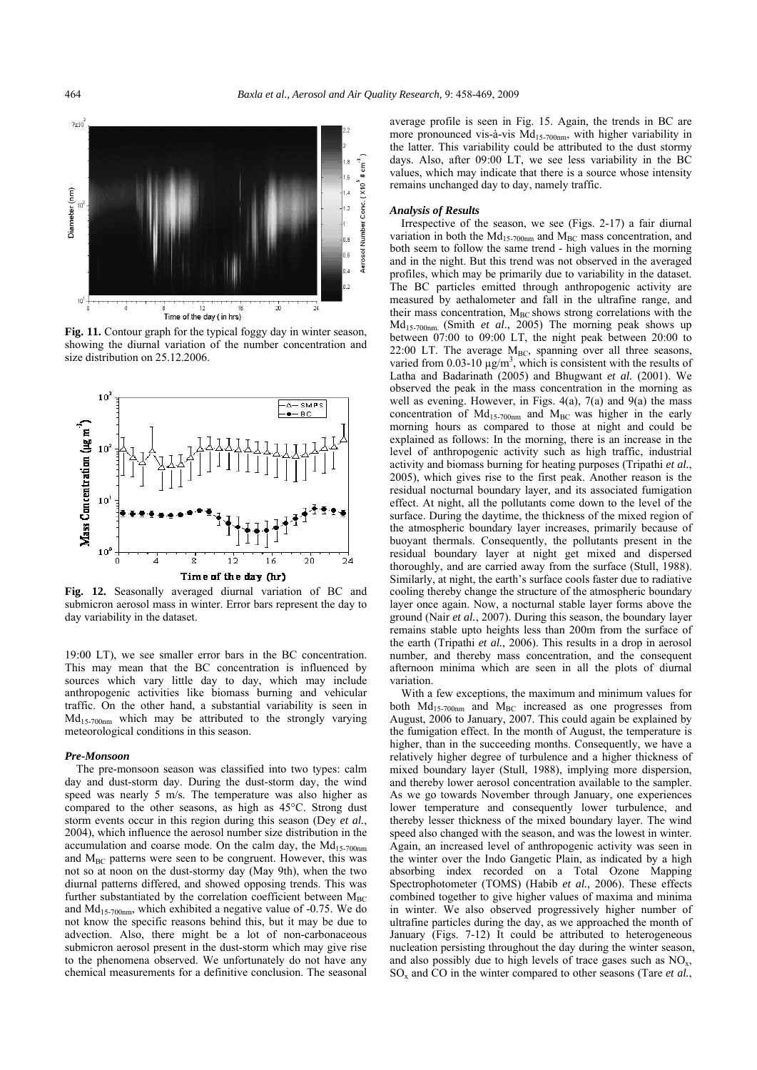**Fig. 11.** Contour graph for the typical foggy day in winter season, showing the diurnal variation of the number concentration and size distribution on 25.12.2006.

**Fig. 12.** Seasonally averaged diurnal variation of BC and submicron aerosol mass in winter. Error bars represent the day to day variability in the dataset.

19:00 LT), we see smaller error bars in the BC concentration. This may mean that the BC concentration is influenced by sources which vary little day to day, which may include anthropogenic activities like biomass burning and vehicular traffic. On the other hand, a substantial variability is seen in $Md_{15\text{-}700nm}$ which may be attributed to the strongly varying meteorological conditions in this season.

### *Pre-Monsoon*

The pre-monsoon season was classified into two types: calm day and dust-storm day. During the dust-storm day, the wind speed was nearly 5 m/s. The temperature was also higher as compared to the other seasons, as high as 45°C. Strong dust storm events occur in this region during this season (Dey *et al.*, 2004), which influence the aerosol number size distribution in the accumulation and coarse mode. On the calm day, the $Md_{15\text{-}700nm}$ and $M_{BC}$ patterns were seen to be congruent. However, this was not so at noon on the dust-stormy day (May 9th), when the two diurnal patterns differed, and showed opposing trends. This was further substantiated by the correlation coefficient between $M_{BC}$ and $Md_{15\text{-}700nm}$, which exhibited a negative value of -0.75. We do not know the specific reasons behind this, but it may be due to advection. Also, there might be a lot of non-carbonaceous submicron aerosol present in the dust-storm which may give rise to the phenomena observed. We unfortunately do not have any chemical measurements for a definitive conclusion. The seasonal average profile is seen in Fig. 15. Again, the trends in BC are more pronounced vis-à-vis $Md_{15\text{-}700nm}$, with higher variability in the latter. This variability could be attributed to the dust stormy days. Also, after 09:00 LT, we see less variability in the BC values, which may indicate that there is a source whose intensity remains unchanged day to day, namely traffic.

### *Analysis of Results*

Irrespective of the season, we see (Figs. 2-17) a fair diurnal variation in both the $Md_{15\text{-}700nm}$ and $M_{BC}$ mass concentration, and both seem to follow the same trend - high values in the morning and in the night. But this trend was not observed in the averaged profiles, which may be primarily due to variability in the dataset. The BC particles emitted through anthropogenic activity are measured by aethalometer and fall in the ultrafine range, and their mass concentration, $M_{BC}$ shows strong correlations with the $Md_{15\text{-}700nm}$ (Smith *et al.*, 2005) The morning peak shows up between 07:00 to 09:00 LT, the night peak between 20:00 to 22:00 LT. The average $M_{BC}$, spanning over all three seasons, varied from 0.03-10 µg/m$^3$, which is consistent with the results of Latha and Badarinath (2005) and Bhugwant *et al.* (2001). We observed the peak in the mass concentration in the morning as well as evening. However, in Figs. 4(a), 7(a) and 9(a) the mass concentration of $Md_{15\text{-}700nm}$ and $M_{BC}$ was higher in the early morning hours as compared to those at night and could be explained as follows: In the morning, there is an increase in the level of anthropogenic activity such as high traffic, industrial activity and biomass burning for heating purposes (Tripathi *et al.*, 2005), which gives rise to the first peak. Another reason is the residual nocturnal boundary layer, and its associated fumigation effect. At night, all the pollutants come down to the level of the surface. During the daytime, the thickness of the mixed region of the atmospheric boundary layer increases, primarily because of buoyant thermals. Consequently, the pollutants present in the residual boundary layer at night get mixed and dispersed thoroughly, and are carried away from the surface (Stull, 1988). Similarly, at night, the earth's surface cools faster due to radiative cooling thereby change the structure of the atmospheric boundary layer once again. Now, a nocturnal stable layer forms above the ground (Nair *et al.*, 2007). During this season, the boundary layer remains stable upto heights less than 200m from the surface of the earth (Tripathi *et al.*, 2006). This results in a drop in aerosol number, and thereby mass concentration, and the consequent afternoon minima which are seen in all the plots of diurnal variation.

With a few exceptions, the maximum and minimum values for both $Md_{15\text{-}700nm}$ and $M_{BC}$ increased as one progresses from August, 2006 to January, 2007. This could again be explained by the fumigation effect. In the month of August, the temperature is higher, than in the succeeding months. Consequently, we have a relatively higher degree of turbulence and a higher thickness of mixed boundary layer (Stull, 1988), implying more dispersion, and thereby lower aerosol concentration available to the sampler. As we go towards November through January, one experiences lower temperature and consequently lower turbulence, and thereby lesser thickness of the mixed boundary layer. The wind speed also changed with the season, and was the lowest in winter. Again, an increased level of anthropogenic activity was seen in the winter over the Indo Gangetic Plain, as indicated by a high absorbing index recorded on a Total Ozone Mapping Spectrophotometer (TOMS) (Habib *et al.*, 2006). These effects combined together to give higher values of maxima and minima in winter. We also observed progressively higher number of ultrafine particles during the day, as we approached the month of January (Figs. 7-12) It could be attributed to heterogeneous nucleation persisting throughout the day during the winter season, and also possibly due to high levels of trace gases such as $NO_x$, $SO_x$ and CO in the winter compared to other seasons (Tare *et al.*,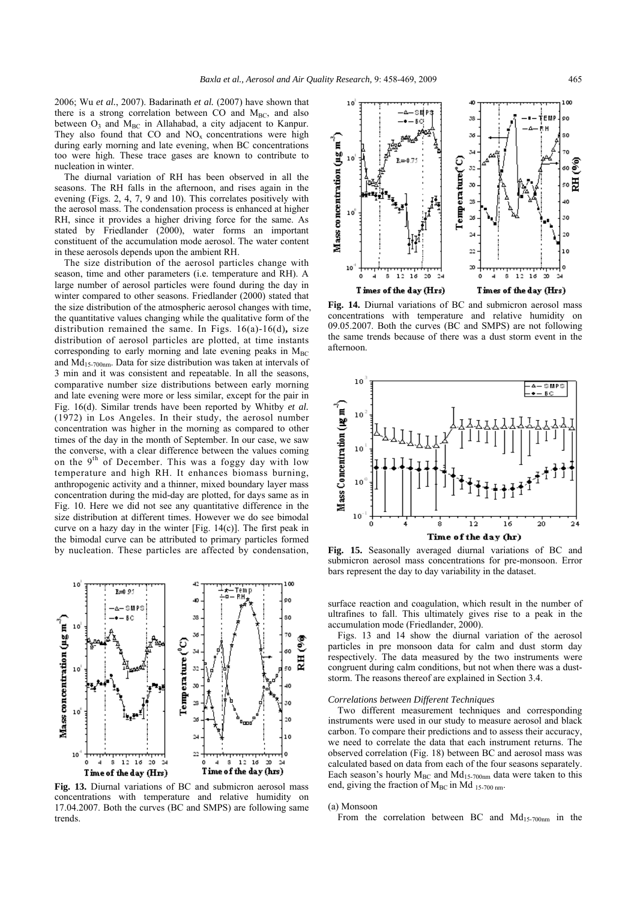2006; Wu *et al.*, 2007). Badarinath *et al.* (2007) have shown that there is a strong correlation between CO and $M_{BC}$, and also between $O_3$ and $M_{BC}$ in Allahabad, a city adjacent to Kanpur. They also found that CO and $NO_x$ concentrations were high during early morning and late evening, when BC concentrations too were high. These trace gases are known to contribute to nucleation in winter.

The diurnal variation of RH has been observed in all the seasons. The RH falls in the afternoon, and rises again in the evening (Figs. 2, 4, 7, 9 and 10). This correlates positively with the aerosol mass. The condensation process is enhanced at higher RH, since it provides a higher driving force for the same. As stated by Friedlander (2000), water forms an important constituent of the accumulation mode aerosol. The water content in these aerosols depends upon the ambient RH.

The size distribution of the aerosol particles change with season, time and other parameters (i.e. temperature and RH). A large number of aerosol particles were found during the day in winter compared to other seasons. Friedlander (2000) stated that the size distribution of the atmospheric aerosol changes with time, the quantitative values changing while the qualitative form of the distribution remained the same. In Figs. 16(a)-16(d), size distribution of aerosol particles are plotted, at time instants corresponding to early morning and late evening peaks in $M_{BC}$ and $Md_{15\text{-}700nm}$. Data for size distribution was taken at intervals of 3 min and it was consistent and repeatable. In all the seasons, comparative number size distributions between early morning and late evening were more or less similar, except for the pair in Fig. 16(d). Similar trends have been reported by Whitby *et al.* (1972) in Los Angeles. In their study, the aerosol number concentration was higher in the morning as compared to other times of the day in the month of September. In our case, we saw the converse, with a clear difference between the values coming on the 9th of December. This was a foggy day with low temperature and high RH. It enhances biomass burning, anthropogenic activity and a thinner, mixed boundary layer mass concentration during the mid-day are plotted, for days same as in Fig. 10. Here we did not see any quantitative difference in the size distribution at different times. However we do see bimodal curve on a hazy day in the winter [Fig. 14(c)]. The first peak in the bimodal curve can be attributed to primary particles formed by nucleation. These particles are affected by condensation, surface reaction and coagulation, which result in the number of ultrafines to fall. This ultimately gives rise to a peak in the accumulation mode (Friedlander, 2000).

**Fig. 13.** Diurnal variations of BC and submicron aerosol mass concentrations with temperature and relative humidity on 17.04.2007. Both the curves (BC and SMPS) are following same trends.

**Fig. 14.** Diurnal variations of BC and submicron aerosol mass concentrations with temperature and relative humidity on 09.05.2007. Both the curves (BC and SMPS) are not following the same trends because of there was a dust storm event in the afternoon.

**Fig. 15.** Seasonally averaged diurnal variations of BC and submicron aerosol mass concentrations for pre-monsoon. Error bars represent the day to day variability in the dataset.

Figs. 13 and 14 show the diurnal variation of the aerosol particles in pre monsoon data for calm and dust storm day respectively. The data measured by the two instruments were congruent during calm conditions, but not when there was a dust-storm. The reasons thereof are explained in Section 3.4.

### Correlations between Different Techniques

Two different measurement techniques and corresponding instruments were used in our study to measure aerosol and black carbon. To compare their predictions and to assess their accuracy, we need to correlate the data that each instrument returns. The observed correlation (Fig. 18) between BC and aerosol mass was calculated based on data from each of the four seasons separately. Each season's hourly $M_{BC}$ and $Md_{15\text{-}700nm}$ data were taken to this end, giving the fraction of $M_{BC}$ in $Md_{15\text{-}700\,nm}$.

(a) Monsoon

From the correlation between BC and $Md_{15\text{-}700nm}$ in the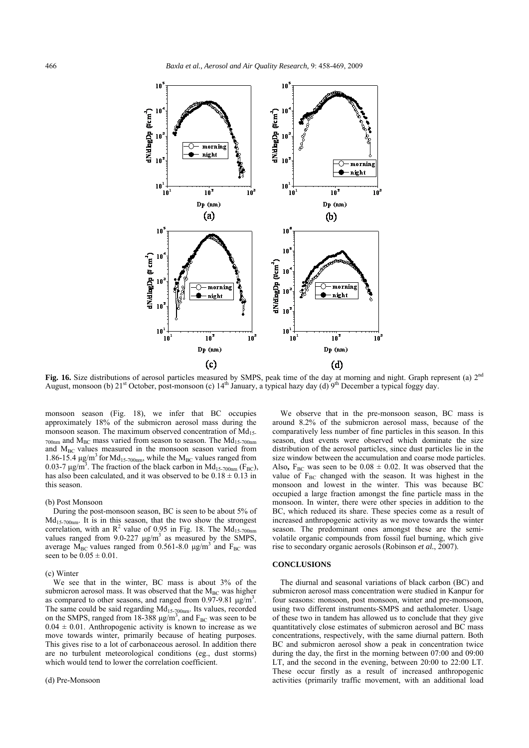Fig. 16. Size distributions of aerosol particles measured by SMPS, peak time of the day at morning and night. Graph represent (a) 2[nd] August, monsoon (b) 21[st] October, post-monsoon (c) 14[th] January, a typical hazy day (d) 9[th] December a typical foggy day.

monsoon season (Fig. 18), we infer that BC occupies approximately 18% of the submicron aerosol mass during the monsoon season. The maximum observed concentration of $Md_{15\text{-}700nm}$ and $M_{BC}$ mass varied from season to season. The $Md_{15\text{-}700nm}$ and $M_{BC}$ values measured in the monsoon season varied from 1.86-15.4 μg/m$^3$ for $Md_{15\text{-}700nm}$, while the $M_{BC}$ values ranged from 0.03-7 μg/m$^3$. The fraction of the black carbon in $Md_{15\text{-}700nm}$ ($F_{BC}$), has also been calculated, and it was observed to be $0.18 \pm 0.13$ in this season.

(b) Post Monsoon

During the post-monsoon season, BC is seen to be about 5% of $Md_{15\text{-}700nm}$. It is in this season, that the two show the strongest correlation, with an $R^2$ value of 0.95 in Fig. 18. The $Md_{15\text{-}700nm}$ values ranged from 9.0-227 μg/m$^3$ as measured by the SMPS, average $M_{BC}$ values ranged from 0.561-8.0 μg/m$^3$ and $F_{BC}$ was seen to be $0.05 \pm 0.01$.

(c) Winter

We see that in the winter, BC mass is about 3% of the submicron aerosol mass. It was observed that the $M_{BC}$ was higher as compared to other seasons, and ranged from 0.97-9.81 μg/m$^3$. The same could be said regarding $Md_{15\text{-}700nm}$. Its values, recorded on the SMPS, ranged from 18-388 μg/m$^3$, and $F_{BC}$ was seen to be $0.04 \pm 0.01$. Anthropogenic activity is known to increase as we move towards winter, primarily because of heating purposes. This gives rise to a lot of carbonaceous aerosol. In addition there are no turbulent meteorological conditions (eg., dust storms) which would tend to lower the correlation coefficient.

(d) Pre-Monsoon

We observe that in the pre-monsoon season, BC mass is around 8.2% of the submicron aerosol mass, because of the comparatively less number of fine particles in this season. In this season, dust events were observed which dominate the size distribution of the aerosol particles, since dust particles lie in the size window between the accumulation and coarse mode particles. Also, $F_{BC}$ was seen to be $0.08 \pm 0.02$. It was observed that the value of $F_{BC}$ changed with the season. It was highest in the monsoon and lowest in the winter. This was because BC occupied a large fraction amongst the fine particle mass in the monsoon. In winter, there were other species in addition to the BC, which reduced its share. These species come as a result of increased anthropogenic activity as we move towards the winter season. The predominant ones amongst these are the semi-volatile organic compounds from fossil fuel burning, which give rise to secondary organic aerosols (Robinson *et al.*, 2007).

## CONCLUSIONS

The diurnal and seasonal variations of black carbon (BC) and submicron aerosol mass concentration were studied in Kanpur for four seasons: monsoon, post monsoon, winter and pre-monsoon, using two different instruments-SMPS and aethalometer. Usage of these two in tandem has allowed us to conclude that they give quantitatively close estimates of submicron aerosol and BC mass concentrations, respectively, with the same diurnal pattern. Both BC and submicron aerosol show a peak in concentration twice during the day, the first in the morning between 07:00 and 09:00 LT, and the second in the evening, between 20:00 to 22:00 LT. These occur firstly as a result of increased anthropogenic activities (primarily traffic movement, with an additional load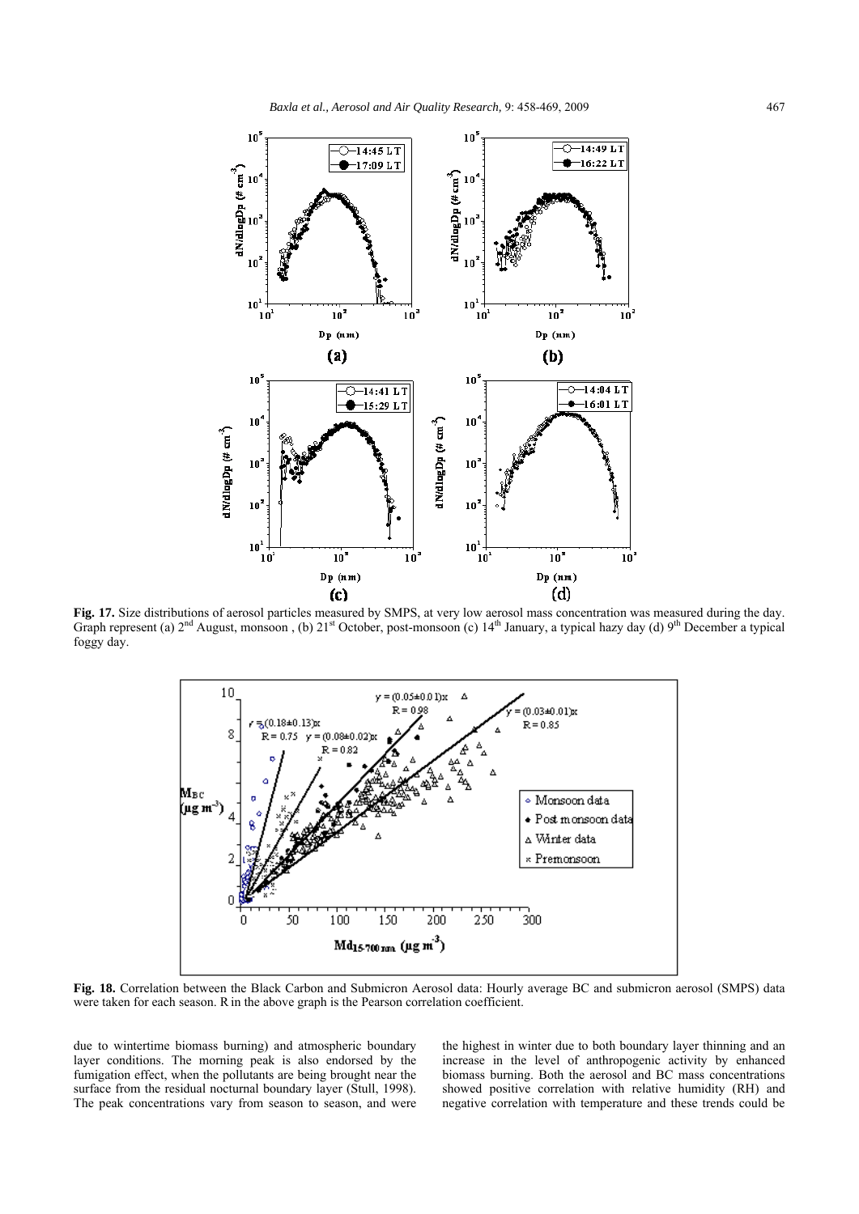**Fig. 17.** Size distributions of aerosol particles measured by SMPS, at very low aerosol mass concentration was measured during the day. Graph represent (a) 2[nd] August, monsoon , (b) 21[st] October, post-monsoon (c) 14[th] January, a typical hazy day (d) 9[th] December a typical foggy day.

**Fig. 18.** Correlation between the Black Carbon and Submicron Aerosol data: Hourly average BC and submicron aerosol (SMPS) data were taken for each season. R in the above graph is the Pearson correlation coefficient.

due to wintertime biomass burning) and atmospheric boundary layer conditions. The morning peak is also endorsed by the fumigation effect, when the pollutants are being brought near the surface from the residual nocturnal boundary layer (Stull, 1998). The peak concentrations vary from season to season, and were the highest in winter due to both boundary layer thinning and an increase in the level of anthropogenic activity by enhanced biomass burning. Both the aerosol and BC mass concentrations showed positive correlation with relative humidity (RH) and negative correlation with temperature and these trends could be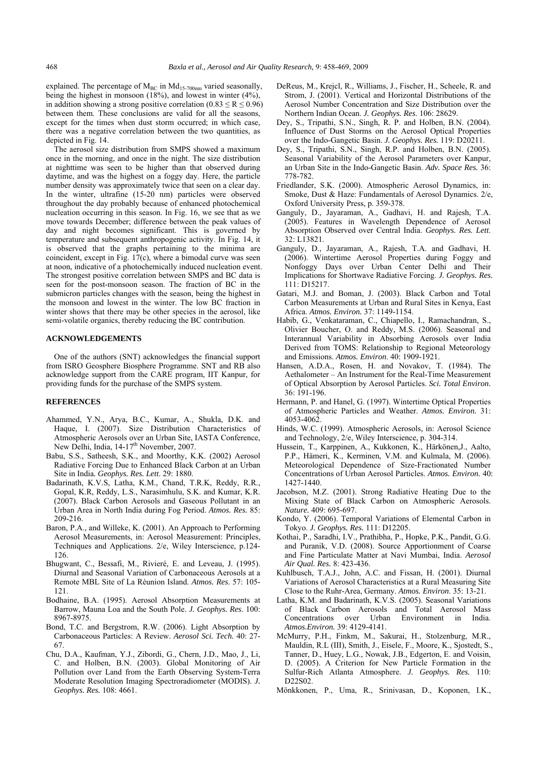explained. The percentage of $M_{BC}$ in $Md_{15\text{-}700nm}$ varied seasonally, being the highest in monsoon (18%), and lowest in winter (4%), in addition showing a strong positive correlation ($0.83 \leq R \leq 0.96$) between them. These conclusions are valid for all the seasons, except for the times when dust storm occurred; in which case, there was a negative correlation between the two quantities, as depicted in Fig. 14.

The aerosol size distribution from SMPS showed a maximum once in the morning, and once in the night. The size distribution at nighttime was seen to be higher than that observed during daytime, and was the highest on a foggy day. Here, the particle number density was approximately twice that seen on a clear day. In the winter, ultrafine (15-20 nm) particles were observed throughout the day probably because of enhanced photochemical nucleation occurring in this season. In Fig. 16, we see that as we move towards December; difference between the peak values of day and night becomes significant. This is governed by temperature and subsequent anthropogenic activity. In Fig. 14, it is observed that the graphs pertaining to the minima are coincident, except in Fig. 17(c), where a bimodal curve was seen at noon, indicative of a photochemically induced nucleation event. The strongest positive correlation between SMPS and BC data is seen for the post-monsoon season. The fraction of BC in the submicron particles changes with the season, being the highest in the monsoon and lowest in the winter. The low BC fraction in winter shows that there may be other species in the aerosol, like semi-volatile organics, thereby reducing the BC contribution.

## ACKNOWLEDGEMENTS

One of the authors (SNT) acknowledges the financial support from ISRO Geosphere Biosphere Programme. SNT and RB also acknowledge support from the CARE program, IIT Kanpur, for providing funds for the purchase of the SMPS system.

## REFERENCES

- Ahammed, Y.N., Arya, B.C., Kumar, A., Shukla, D.K. and Haque, I. (2007). Size Distribution Characteristics of Atmospheric Aerosols over an Urban Site, IASTA Conference, New Delhi, India, 14-17th November, 2007.
- Babu, S.S., Satheesh, S.K., and Moorthy, K.K. (2002) Aerosol Radiative Forcing Due to Enhanced Black Carbon at an Urban Site in India. *Geophys. Res. Lett*. 29: 1880.
- Badarinath, K.V.S, Latha, K.M., Chand, T.R.K, Reddy, R.R., Gopal, K.R, Reddy, L.S., Narasimhulu, S.K. and Kumar, K.R. (2007). Black Carbon Aerosols and Gaseous Pollutant in an Urban Area in North India during Fog Period. *Atmos. Res.* 85: 209-216.
- Baron, P.A., and Willeke, K. (2001). An Approach to Performing Aerosol Measurements, in: Aerosol Measurement: Principles, Techniques and Applications. 2/e, Wiley Interscience, p.124-126.
- Bhugwant, C., Bessafi, M., Rivieré, E. and Leveau, J. (1995). Diurnal and Seasonal Variation of Carbonaceous Aerosols at a Remote MBL Site of La Réunion Island. *Atmos. Res*. 57: 105-121.
- Bodhaine, B.A. (1995). Aerosol Absorption Measurements at Barrow, Mauna Loa and the South Pole. *J. Geophys. Res*. 100: 8967-8975.
- Bond, T.C. and Bergstrom, R.W. (2006). Light Absorption by Carbonaceous Particles: A Review. *Aerosol Sci. Tech.* 40: 27-67.
- Chu, D.A., Kaufman, Y.J., Zibordi, G., Chern, J.D., Mao, J., Li, C. and Holben, B.N. (2003). Global Monitoring of Air Pollution over Land from the Earth Observing System-Terra Moderate Resolution Imaging Spectroradiometer (MODIS). *J. Geophys. Res.* 108: 4661.
- DeReus, M., Krejcl, R., Williams, J., Fischer, H., Scheele, R. and Strom, J. (2001). Vertical and Horizontal Distributions of the Aerosol Number Concentration and Size Distribution over the Northern Indian Ocean. *J. Geophys. Res*. 106: 28629.
- Dey, S., Tripathi, S.N., Singh, R. P. and Holben, B.N. (2004). Influence of Dust Storms on the Aerosol Optical Properties over the Indo-Gangetic Basin. *J. Geophys. Res.* 119: D20211.
- Dey, S., Tripathi, S.N., Singh, R.P. and Holben, B.N. (2005). Seasonal Variability of the Aerosol Parameters over Kanpur, an Urban Site in the Indo-Gangetic Basin. *Adv. Space Res.* 36: 778-782.
- Friedlander, S.K. (2000). Atmospheric Aerosol Dynamics, in: Smoke, Dust & Haze: Fundamentals of Aerosol Dynamics. 2/e, Oxford University Press, p. 359-378.
- Ganguly, D., Jayaraman, A., Gadhavi, H. and Rajesh, T.A. (2005). Features in Wavelength Dependence of Aerosol Absorption Observed over Central India. *Geophys. Res. Lett*. 32: L13821.
- Ganguly, D., Jayaraman, A., Rajesh, T.A. and Gadhavi, H. (2006). Wintertime Aerosol Properties during Foggy and Nonfoggy Days over Urban Center Delhi and Their Implications for Shortwave Radiative Forcing. *J. Geophys. Res.* 111: D15217.
- Gatari, M.J. and Boman, J. (2003). Black Carbon and Total Carbon Measurements at Urban and Rural Sites in Kenya, East Africa. *Atmos. Environ.* 37: 1149-1154.
- Habib, G., Venkataraman, C., Chiapello, I., Ramachandran, S., Olivier Boucher, O. and Reddy, M.S. (2006). Seasonal and Interannual Variability in Absorbing Aerosols over India Derived from TOMS: Relationship to Regional Meteorology and Emissions. *Atmos. Environ*. 40: 1909-1921.
- Hansen, A.D.A., Rosen, H. and Novakov, T. (1984). The Aethalometer – An Instrument for the Real-Time Measurement of Optical Absorption by Aerosol Particles. *Sci. Total Environ.* 36: 191-196.
- Hermann, P. and Hanel, G. (1997). Wintertime Optical Properties of Atmospheric Particles and Weather. *Atmos. Environ.* 31: 4053-4062.
- Hinds, W.C. (1999). Atmospheric Aerosols, in: Aerosol Science and Technology, 2/e, Wiley Interscience, p. 304-314.
- Hussein, T., Karppinen, A., Kukkonen, K., Härkönen,J., Aalto, P.P., Hämeri, K., Kerminen, V.M. and Kulmala, M. (2006). Meteorological Dependence of Size-Fractionated Number Concentrations of Urban Aerosol Particles. *Atmos. Environ.* 40: 1427-1440.
- Jacobson, M.Z. (2001). Strong Radiative Heating Due to the Mixing State of Black Carbon on Atmospheric Aerosols. *Nature*. 409: 695-697.
- Kondo, Y. (2006). Temporal Variations of Elemental Carbon in Tokyo. *J. Geophys. Res.* 111: D12205.
- Kothai, P., Saradhi, I.V., Prathibha, P., Hopke, P.K., Pandit, G.G. and Puranik, V.D. (2008). Source Apportionment of Coarse and Fine Particulate Matter at Navi Mumbai, India. *Aerosol Air Qual. Res.* 8: 423-436.
- Kuhlbusch, T.A.J., John, A.C. and Fissan, H. (2001). Diurnal Variations of Aerosol Characteristics at a Rural Measuring Site Close to the Ruhr-Area, Germany. *Atmos. Environ*. 35: 13-21.
- Latha, K.M. and Badarinath, K.V.S. (2005). Seasonal Variations of Black Carbon Aerosols and Total Aerosol Mass Concentrations over Urban Environment in India. *Atmos.Environ.* 39: 4129-4141.
- McMurry, P.H., Finkm, M., Sakurai, H., Stolzenburg, M.R., Mauldin, R.L (III), Smith, J., Eisele, F., Moore, K., Sjostedt, S., Tanner, D., Huey, L.G., Nowak, J.B., Edgerton, E. and Voisin, D. (2005). A Criterion for New Particle Formation in the Sulfur-Rich Atlanta Atmosphere. *J. Geophys. Res.* 110: D22S02.
- Mönkkonen, P., Uma, R., Srinivasan, D., Koponen, I.K.,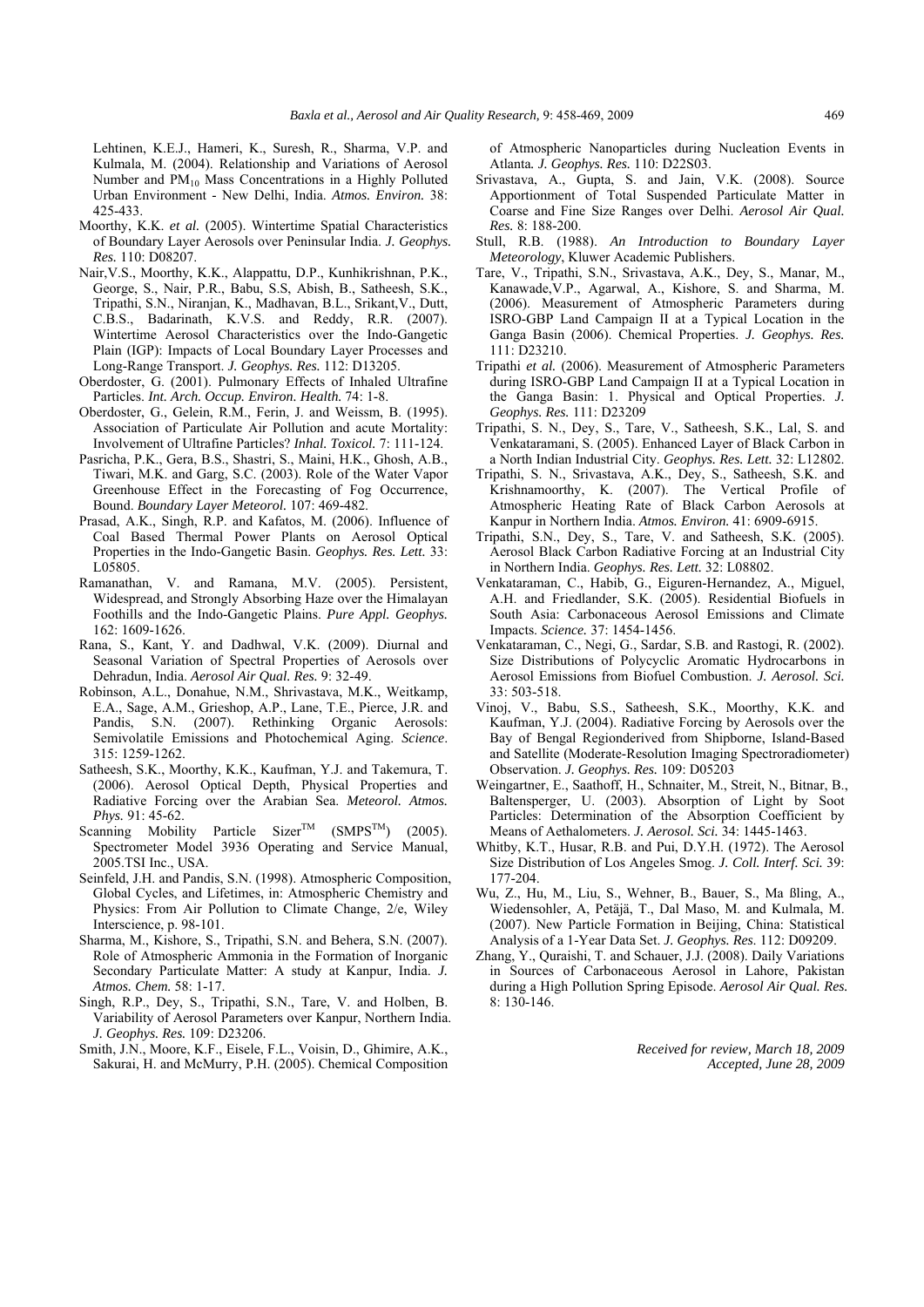Lehtinen, K.E.J., Hameri, K., Suresh, R., Sharma, V.P. and Kulmala, M. (2004). Relationship and Variations of Aerosol Number and $PM_{10}$ Mass Concentrations in a Highly Polluted Urban Environment - New Delhi, India. *Atmos. Environ.* 38: 425-433.

Moorthy, K.K. *et al.* (2005). Wintertime Spatial Characteristics of Boundary Layer Aerosols over Peninsular India. *J. Geophys. Res.* 110: D08207.

Nair,V.S., Moorthy, K.K., Alappattu, D.P., Kunhikrishnan, P.K., George, S., Nair, P.R., Babu, S.S, Abish, B., Satheesh, S.K., Tripathi, S.N., Niranjan, K., Madhavan, B.L., Srikant,V., Dutt, C.B.S., Badarinath, K.V.S. and Reddy, R.R. (2007). Wintertime Aerosol Characteristics over the Indo-Gangetic Plain (IGP): Impacts of Local Boundary Layer Processes and Long-Range Transport. *J. Geophys. Res.* 112: D13205.

Oberdoster, G. (2001). Pulmonary Effects of Inhaled Ultrafine Particles. *Int. Arch. Occup. Environ. Health.* 74: 1-8.

Oberdoster, G., Gelein, R.M., Ferin, J. and Weissm, B. (1995). Association of Particulate Air Pollution and acute Mortality: Involvement of Ultrafine Particles? *Inhal. Toxicol.* 7: 111-124.

Pasricha, P.K., Gera, B.S., Shastri, S., Maini, H.K., Ghosh, A.B., Tiwari, M.K. and Garg, S.C. (2003). Role of the Water Vapor Greenhouse Effect in the Forecasting of Fog Occurrence, Bound. *Boundary Layer Meteorol.* 107: 469-482.

Prasad, A.K., Singh, R.P. and Kafatos, M. (2006). Influence of Coal Based Thermal Power Plants on Aerosol Optical Properties in the Indo-Gangetic Basin. *Geophys. Res. Lett.* 33: L05805.

Ramanathan, V. and Ramana, M.V. (2005). Persistent, Widespread, and Strongly Absorbing Haze over the Himalayan Foothills and the Indo-Gangetic Plains. *Pure Appl. Geophys.* 162: 1609-1626.

Rana, S., Kant, Y. and Dadhwal, V.K. (2009). Diurnal and Seasonal Variation of Spectral Properties of Aerosols over Dehradun, India. *Aerosol Air Qual. Res.* 9: 32-49.

Robinson, A.L., Donahue, N.M., Shrivastava, M.K., Weitkamp, E.A., Sage, A.M., Grieshop, A.P., Lane, T.E., Pierce, J.R. and Pandis, S.N. (2007). Rethinking Organic Aerosols: Semivolatile Emissions and Photochemical Aging. *Science*. 315: 1259-1262.

Satheesh, S.K., Moorthy, K.K., Kaufman, Y.J. and Takemura, T. (2006). Aerosol Optical Depth, Physical Properties and Radiative Forcing over the Arabian Sea. *Meteorol. Atmos. Phys.* 91: 45-62.

Scanning Mobility Particle Sizer™ (SMPS™) (2005). Spectrometer Model 3936 Operating and Service Manual, 2005.TSI Inc., USA.

Seinfeld, J.H. and Pandis, S.N. (1998). Atmospheric Composition, Global Cycles, and Lifetimes, in: Atmospheric Chemistry and Physics: From Air Pollution to Climate Change, 2/e, Wiley Interscience, p. 98-101.

Sharma, M., Kishore, S., Tripathi, S.N. and Behera, S.N. (2007). Role of Atmospheric Ammonia in the Formation of Inorganic Secondary Particulate Matter: A study at Kanpur, India. *J. Atmos. Chem.* 58: 1-17.

Singh, R.P., Dey, S., Tripathi, S.N., Tare, V. and Holben, B. Variability of Aerosol Parameters over Kanpur, Northern India. *J. Geophys. Res.* 109: D23206.

Smith, J.N., Moore, K.F., Eisele, F.L., Voisin, D., Ghimire, A.K., Sakurai, H. and McMurry, P.H. (2005). Chemical Composition of Atmospheric Nanoparticles during Nucleation Events in Atlanta. *J. Geophys. Res.* 110: D22S03.

Srivastava, A., Gupta, S. and Jain, V.K. (2008). Source Apportionment of Total Suspended Particulate Matter in Coarse and Fine Size Ranges over Delhi. *Aerosol Air Qual. Res.* 8: 188-200.

Stull, R.B. (1988). *An Introduction to Boundary Layer Meteorology*, Kluwer Academic Publishers.

Tare, V., Tripathi, S.N., Srivastava, A.K., Dey, S., Manar, M., Kanawade,V.P., Agarwal, A., Kishore, S. and Sharma, M. (2006). Measurement of Atmospheric Parameters during ISRO-GBP Land Campaign II at a Typical Location in the Ganga Basin (2006). Chemical Properties. *J. Geophys. Res.* 111: D23210.

Tripathi *et al.* (2006). Measurement of Atmospheric Parameters during ISRO-GBP Land Campaign II at a Typical Location in the Ganga Basin: 1. Physical and Optical Properties. *J. Geophys. Res.* 111: D23209

Tripathi, S. N., Dey, S., Tare, V., Satheesh, S.K., Lal, S. and Venkataramani, S. (2005). Enhanced Layer of Black Carbon in a North Indian Industrial City. *Geophys. Res. Lett.* 32: L12802.

Tripathi, S. N., Srivastava, A.K., Dey, S., Satheesh, S.K. and Krishnamoorthy, K. (2007). The Vertical Profile of Atmospheric Heating Rate of Black Carbon Aerosols at Kanpur in Northern India. *Atmos. Environ.* 41: 6909-6915.

Tripathi, S.N., Dey, S., Tare, V. and Satheesh, S.K. (2005). Aerosol Black Carbon Radiative Forcing at an Industrial City in Northern India. *Geophys. Res. Lett.* 32: L08802.

Venkataraman, C., Habib, G., Eiguren-Hernandez, A., Miguel, A.H. and Friedlander, S.K. (2005). Residential Biofuels in South Asia: Carbonaceous Aerosol Emissions and Climate Impacts. *Science.* 37: 1454-1456.

Venkataraman, C., Negi, G., Sardar, S.B. and Rastogi, R. (2002). Size Distributions of Polycyclic Aromatic Hydrocarbons in Aerosol Emissions from Biofuel Combustion. *J. Aerosol. Sci.* 33: 503-518.

Vinoj, V., Babu, S.S., Satheesh, S.K., Moorthy, K.K. and Kaufman, Y.J. (2004). Radiative Forcing by Aerosols over the Bay of Bengal Regionderived from Shipborne, Island-Based and Satellite (Moderate-Resolution Imaging Spectroradiometer) Observation. *J. Geophys. Res.* 109: D05203

Weingartner, E., Saathoff, H., Schnaiter, M., Streit, N., Bitnar, B., Baltensperger, U. (2003). Absorption of Light by Soot Particles: Determination of the Absorption Coefficient by Means of Aethalometers. *J. Aerosol. Sci.* 34: 1445-1463.

Whitby, K.T., Husar, R.B. and Pui, D.Y.H. (1972). The Aerosol Size Distribution of Los Angeles Smog. *J. Coll. Interf. Sci.* 39: 177-204.

Wu, Z., Hu, M., Liu, S., Wehner, B., Bauer, S., Ma ßling, A., Wiedensohler, A, Petäjä, T., Dal Maso, M. and Kulmala, M. (2007). New Particle Formation in Beijing, China: Statistical Analysis of a 1-Year Data Set. *J. Geophys. Res.* 112: D09209.

Zhang, Y., Quraishi, T. and Schauer, J.J. (2008). Daily Variations in Sources of Carbonaceous Aerosol in Lahore, Pakistan during a High Pollution Spring Episode. *Aerosol Air Qual. Res.* 8: 130-146.

*Received for review, March 18, 2009*
*Accepted, June 28, 2009*